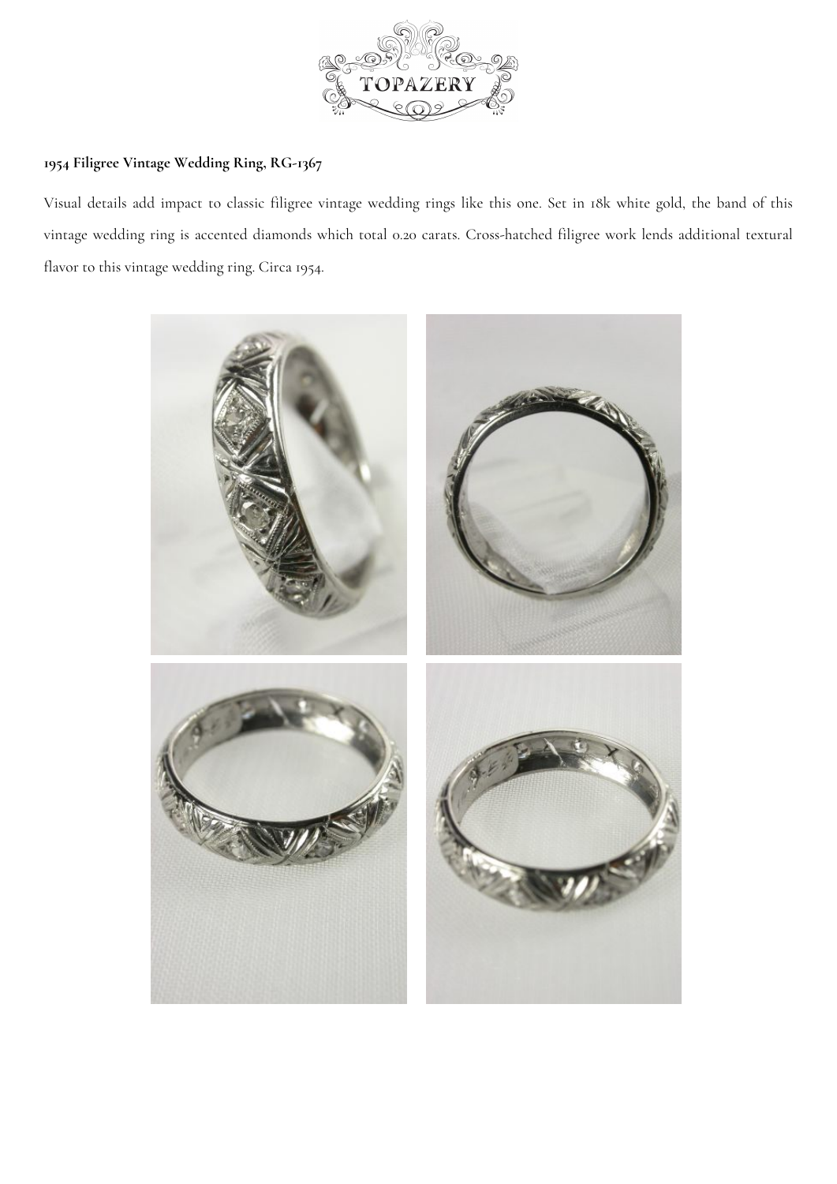## 1954 Filigree Vintage Wedding Ring, RG-1367

Visual details add impact to classic filigree vintage wedding rings like this one. Set in 18k white gold, the band of this vintage wedding ring is accented diamonds which total 0.20 carats. Cross-hatched filigree work lends additional textural flavor to this vintage wedding ring. Circa 1954.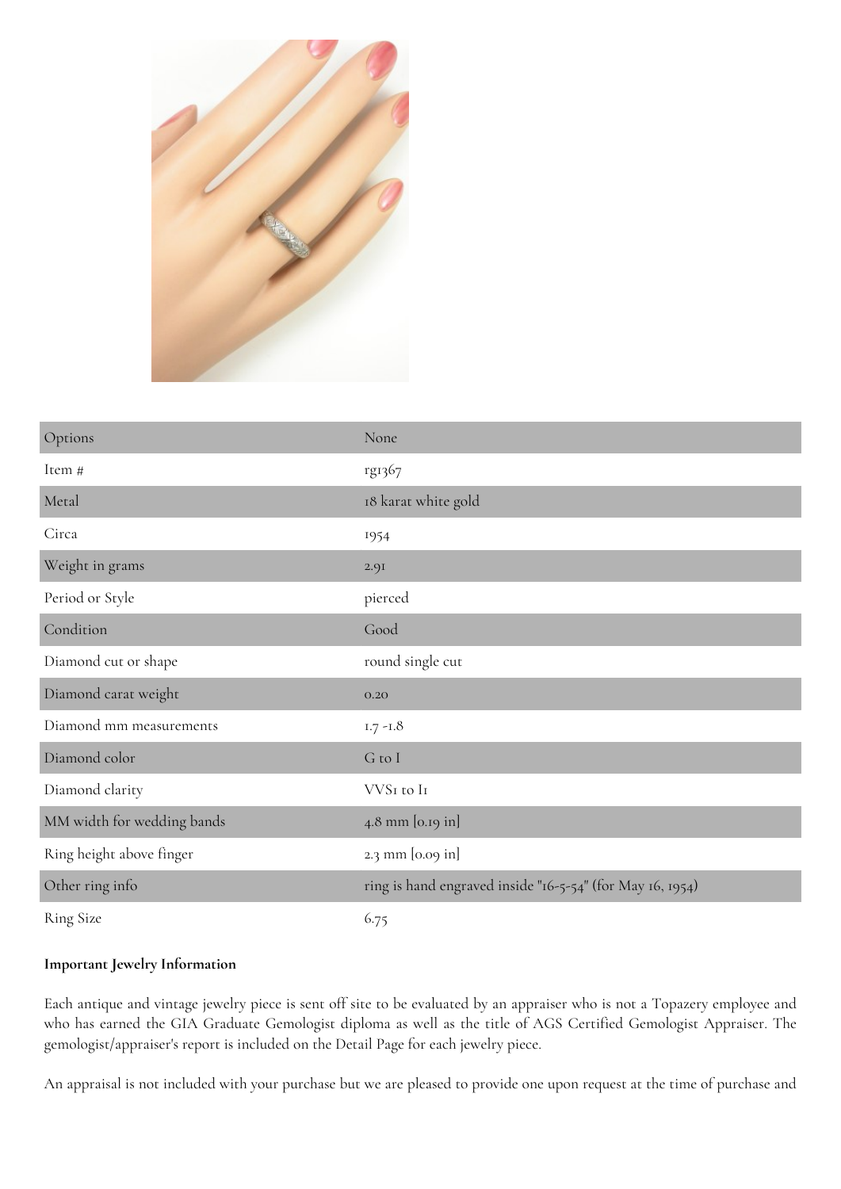| Options | None |
| --- | --- |
| Item # | rg1367 |
| Metal | 18 karat white gold |
| Circa | 1954 |
| Weight in grams | 2.91 |
| Period or Style | pierced |
| Condition | Good |
| Diamond cut or shape | round single cut |
| Diamond carat weight | 0.20 |
| Diamond mm measurements | 1.7 -1.8 |
| Diamond color | G to I |
| Diamond clarity | VVS1 to I1 |
| MM width for wedding bands | 4.8 mm [0.19 in] |
| Ring height above finger | 2.3 mm [0.09 in] |
| Other ring info | ring is hand engraved inside "16-5-54" (for May 16, 1954) |
| Ring Size | 6.75 |

**Important Jewelry Information**

Each antique and vintage jewelry piece is sent off site to be evaluated by an appraiser who is not a Topazery employee and who has earned the GIA Graduate Gemologist diploma as well as the title of AGS Certified Gemologist Appraiser. The gemologist/appraiser's report is included on the Detail Page for each jewelry piece.

An appraisal is not included with your purchase but we are pleased to provide one upon request at the time of purchase and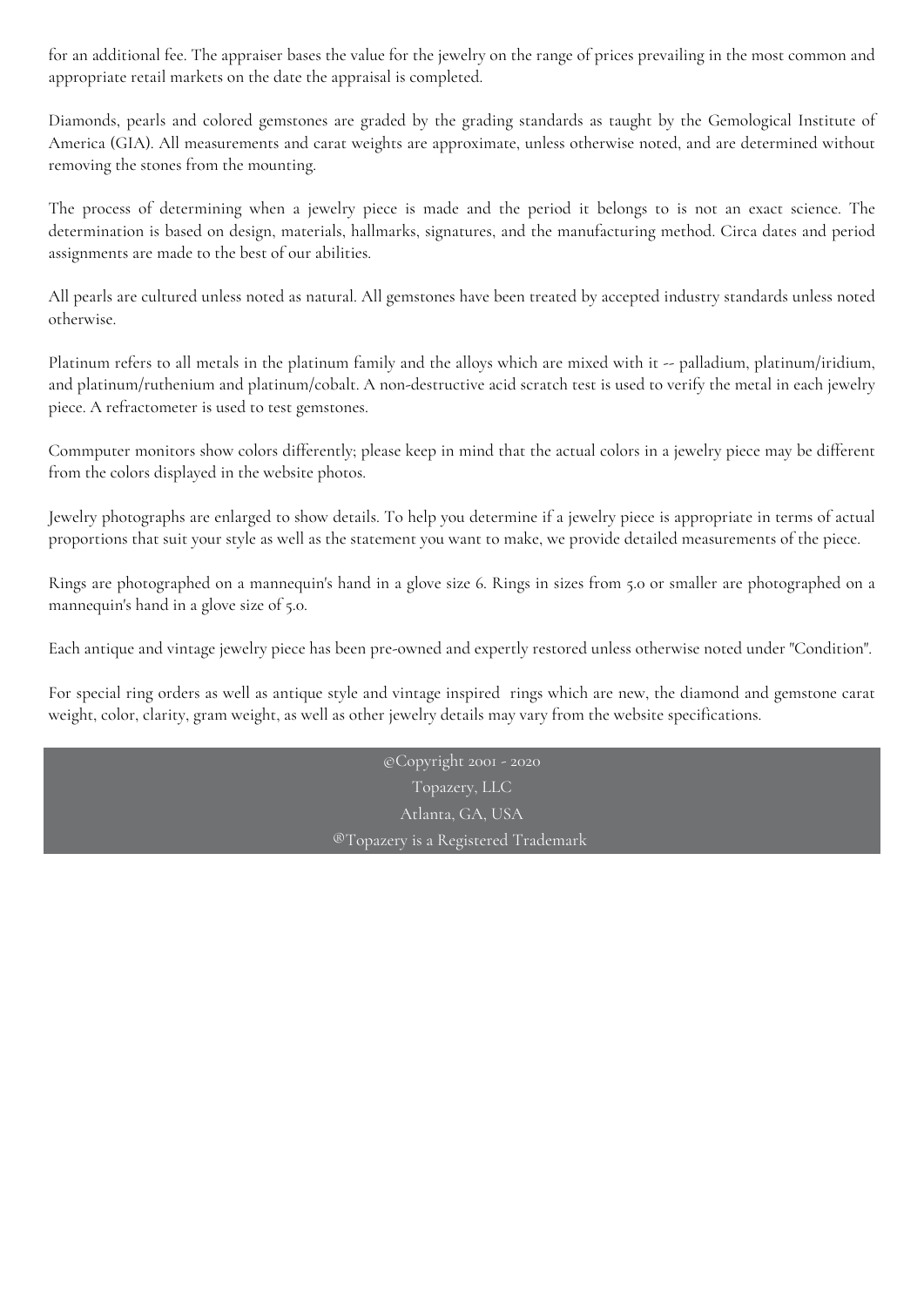for an additional fee. The appraiser bases the value for the jewelry on the range of prices prevailing in the most common and appropriate retail markets on the date the appraisal is completed.

Diamonds, pearls and colored gemstones are graded by the grading standards as taught by the Gemological Institute of America (GIA). All measurements and carat weights are approximate, unless otherwise noted, and are determined without removing the stones from the mounting.

The process of determining when a jewelry piece is made and the period it belongs to is not an exact science. The determination is based on design, materials, hallmarks, signatures, and the manufacturing method. Circa dates and period assignments are made to the best of our abilities.

All pearls are cultured unless noted as natural. All gemstones have been treated by accepted industry standards unless noted otherwise.

Platinum refers to all metals in the platinum family and the alloys which are mixed with it -- palladium, platinum/iridium, and platinum/ruthenium and platinum/cobalt. A non-destructive acid scratch test is used to verify the metal in each jewelry piece. A refractometer is used to test gemstones.

Commputer monitors show colors differently; please keep in mind that the actual colors in a jewelry piece may be different from the colors displayed in the website photos.

Jewelry photographs are enlarged to show details. To help you determine if a jewelry piece is appropriate in terms of actual proportions that suit your style as well as the statement you want to make, we provide detailed measurements of the piece.

Rings are photographed on a mannequin's hand in a glove size 6. Rings in sizes from 5.0 or smaller are photographed on a mannequin's hand in a glove size of 5.0.

Each antique and vintage jewelry piece has been pre-owned and expertly restored unless otherwise noted under "Condition".

For special ring orders as well as antique style and vintage inspired rings which are new, the diamond and gemstone carat weight, color, clarity, gram weight, as well as other jewelry details may vary from the website specifications.

@Copyright 2001 - 2020
Topazery, LLC
Atlanta, GA, USA
®Topazery is a Registered Trademark